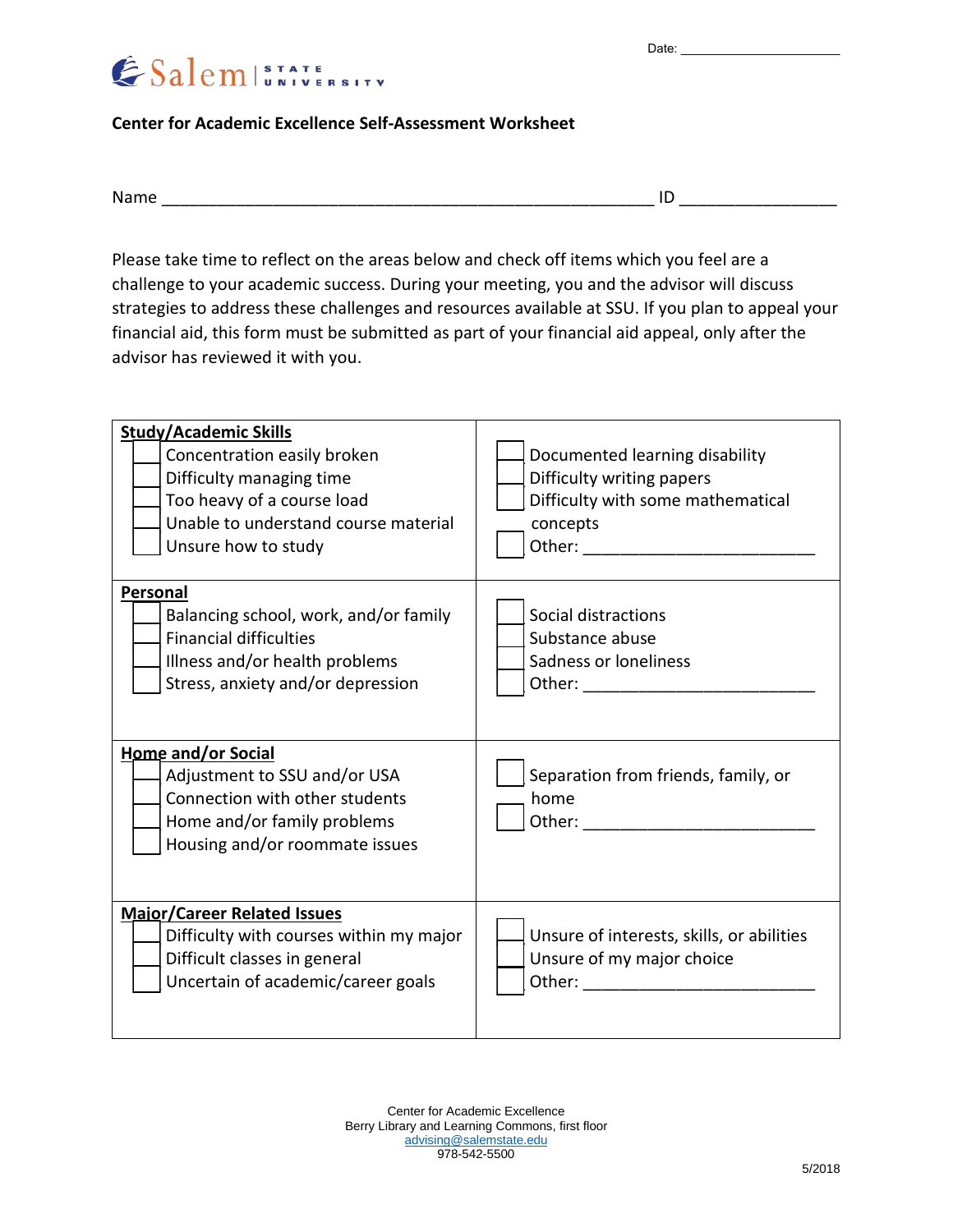Date: ____________________

Salem STATE UNIVERSITY

**Center for Academic Excellence Self-Assessment Worksheet**

Name ________________________________________________ ID ______________

Please take time to reflect on the areas below and check off items which you feel are a challenge to your academic success. During your meeting, you and the advisor will discuss strategies to address these challenges and resources available at SSU. If you plan to appeal your financial aid, this form must be submitted as part of your financial aid appeal, only after the advisor has reviewed it with you.

| | |
|---|---|
| **Study/Academic Skills**<br>☐ Concentration easily broken<br>☐ Difficulty managing time<br>☐ Too heavy of a course load<br>☐ Unable to understand course material<br>☐ Unsure how to study | ☐ Documented learning disability<br>☐ Difficulty writing papers<br>☐ Difficulty with some mathematical concepts<br>☐ Other: ______________________ |
| **Personal**<br>☐ Balancing school, work, and/or family<br>☐ Financial difficulties<br>☐ Illness and/or health problems<br>☐ Stress, anxiety and/or depression | ☐ Social distractions<br>☐ Substance abuse<br>☐ Sadness or loneliness<br>☐ Other: ______________________ |
| **Home and/or Social**<br>☐ Adjustment to SSU and/or USA<br>☐ Connection with other students<br>☐ Home and/or family problems<br>☐ Housing and/or roommate issues | ☐ Separation from friends, family, or home<br>☐ Other: ______________________ |
| **Major/Career Related Issues**<br>☐ Difficulty with courses within my major<br>☐ Difficult classes in general<br>☐ Uncertain of academic/career goals | ☐ Unsure of interests, skills, or abilities<br>☐ Unsure of my major choice<br>☐ Other: ______________________ |

Center for Academic Excellence
Berry Library and Learning Commons, first floor
advising@salemstate.edu
978-542-5500

5/2018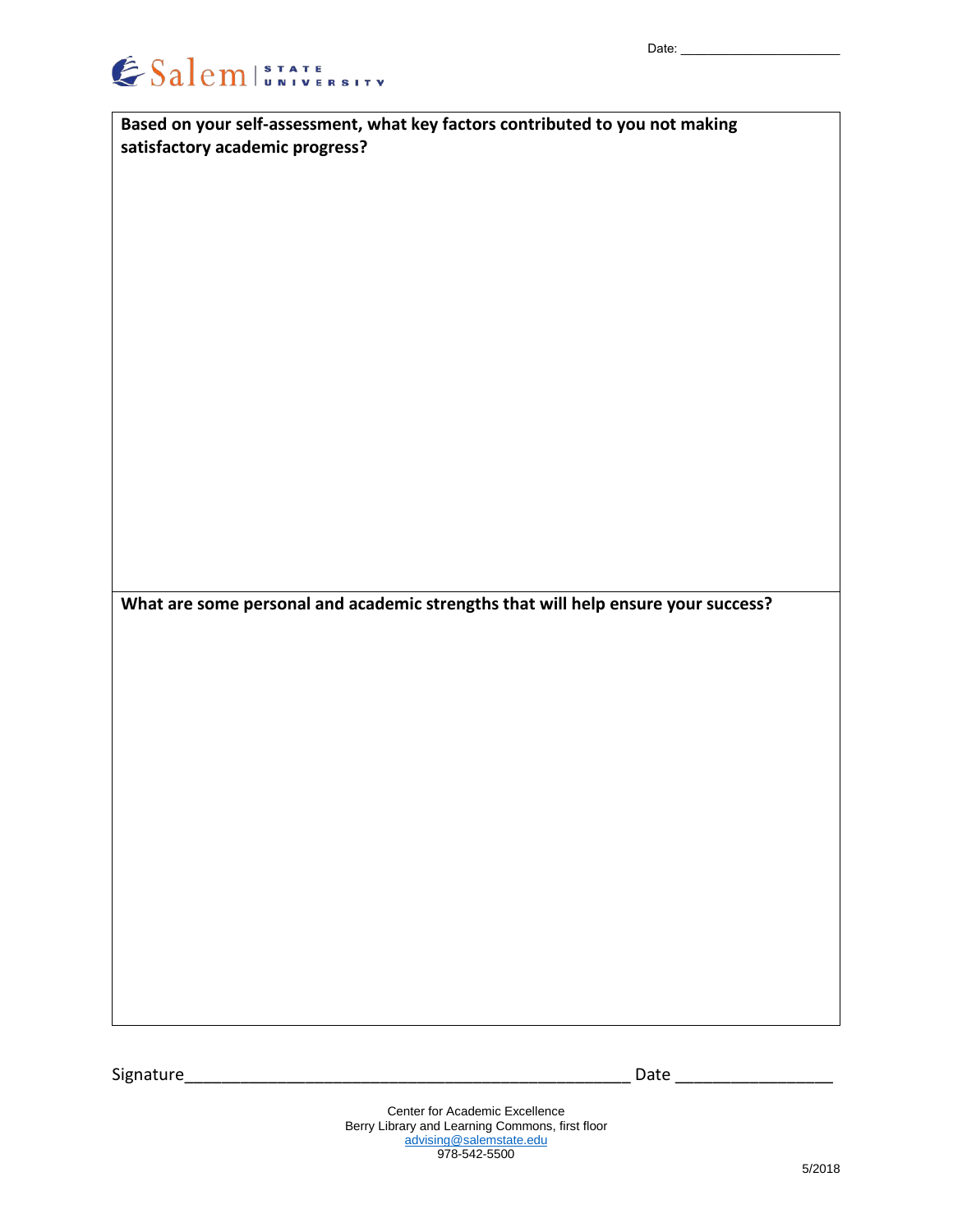Date: ______________________

Salem STATE UNIVERSITY

**Based on your self-assessment, what key factors contributed to you not making satisfactory academic progress?**

**What are some personal and academic strengths that will help ensure your success?**

Signature_________________________________________________ Date _________________

Center for Academic Excellence
Berry Library and Learning Commons, first floor
advising@salemstate.edu
978-542-5500

5/2018